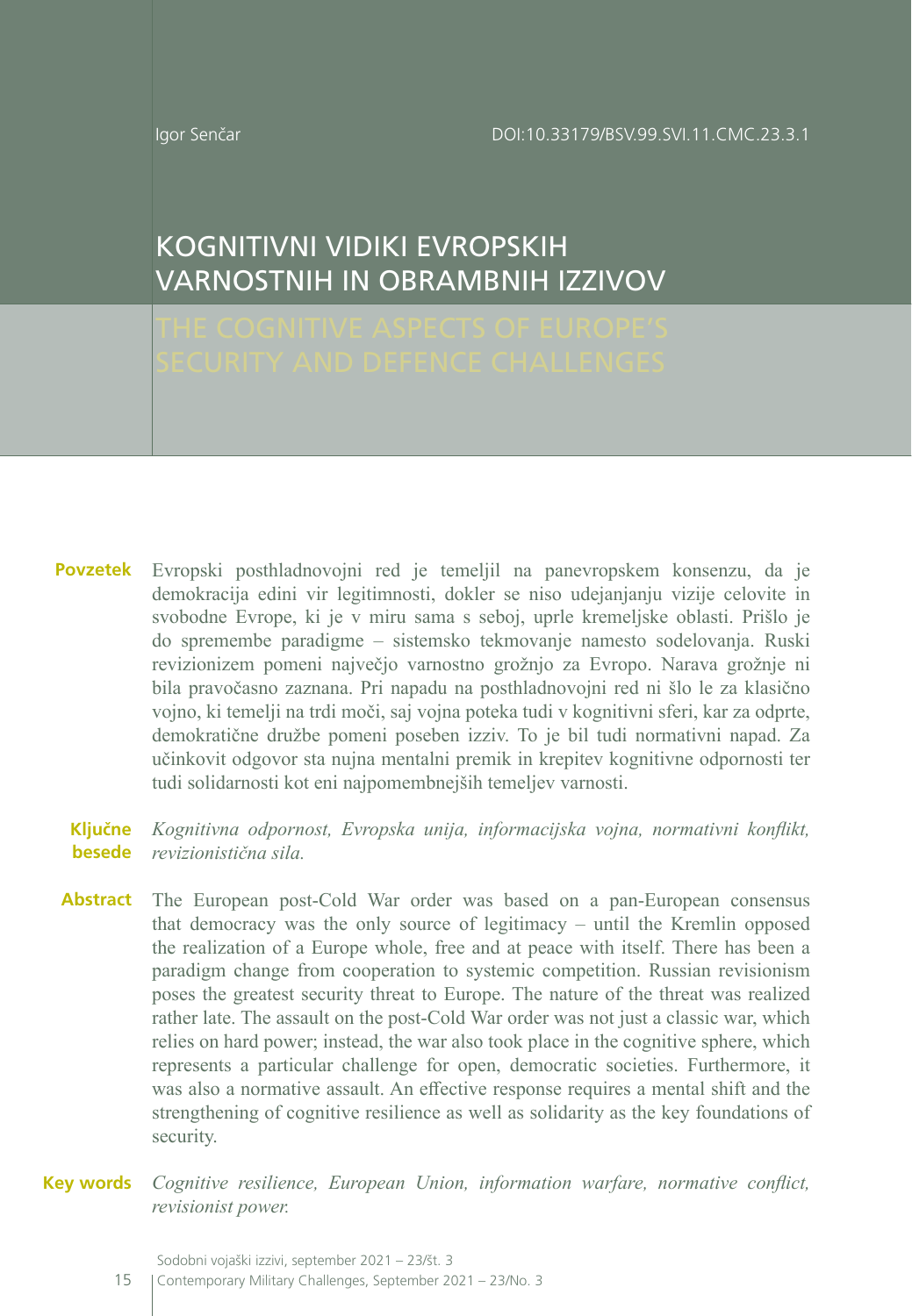Igor Senčar

DOI:10.33179/BSV.99.SVI.11.CMC.23.3.1

# KOGNITIVNI VIDIKI EVROPSKIH VARNOSTNIH IN OBRAMBNIH IZZIVOV

# THE COGNITIVE ASPECTS OF EUROPE'S SECURITY AND DEFENCE CHALLENGES

**Povzetek** Evropski posthladnovojni red je temeljil na panevropskem konsenzu, da je demokracija edini vir legitimnosti, dokler se niso udejanjanju vizije celovite in svobodne Evrope, ki je v miru sama s seboj, uprle kremeljske oblasti. Prišlo je do spremembe paradigme – sistemsko tekmovanje namesto sodelovanja. Ruski revizionizem pomeni največjo varnostno grožnjo za Evropo. Narava grožnje ni bila pravočasno zaznana. Pri napadu na posthladnovojni red ni šlo le za klasično vojno, ki temelji na trdi moči, saj vojna poteka tudi v kognitivni sferi, kar za odprte, demokratične družbe pomeni poseben izziv. To je bil tudi normativni napad. Za učinkovit odgovor sta nujna mentalni premik in krepitev kognitivne odpornosti ter tudi solidarnosti kot eni najpomembnejših temeljev varnosti.

**Ključne besede** *Kognitivna odpornost, Evropska unija, informacijska vojna, normativni konflikt, revizionistična sila.*

**Abstract** The European post-Cold War order was based on a pan-European consensus that democracy was the only source of legitimacy – until the Kremlin opposed the realization of a Europe whole, free and at peace with itself. There has been a paradigm change from cooperation to systemic competition. Russian revisionism poses the greatest security threat to Europe. The nature of the threat was realized rather late. The assault on the post-Cold War order was not just a classic war, which relies on hard power; instead, the war also took place in the cognitive sphere, which represents a particular challenge for open, democratic societies. Furthermore, it was also a normative assault. An effective response requires a mental shift and the strengthening of cognitive resilience as well as solidarity as the key foundations of security.

**Key words** *Cognitive resilience, European Union, information warfare, normative conflict, revisionist power.*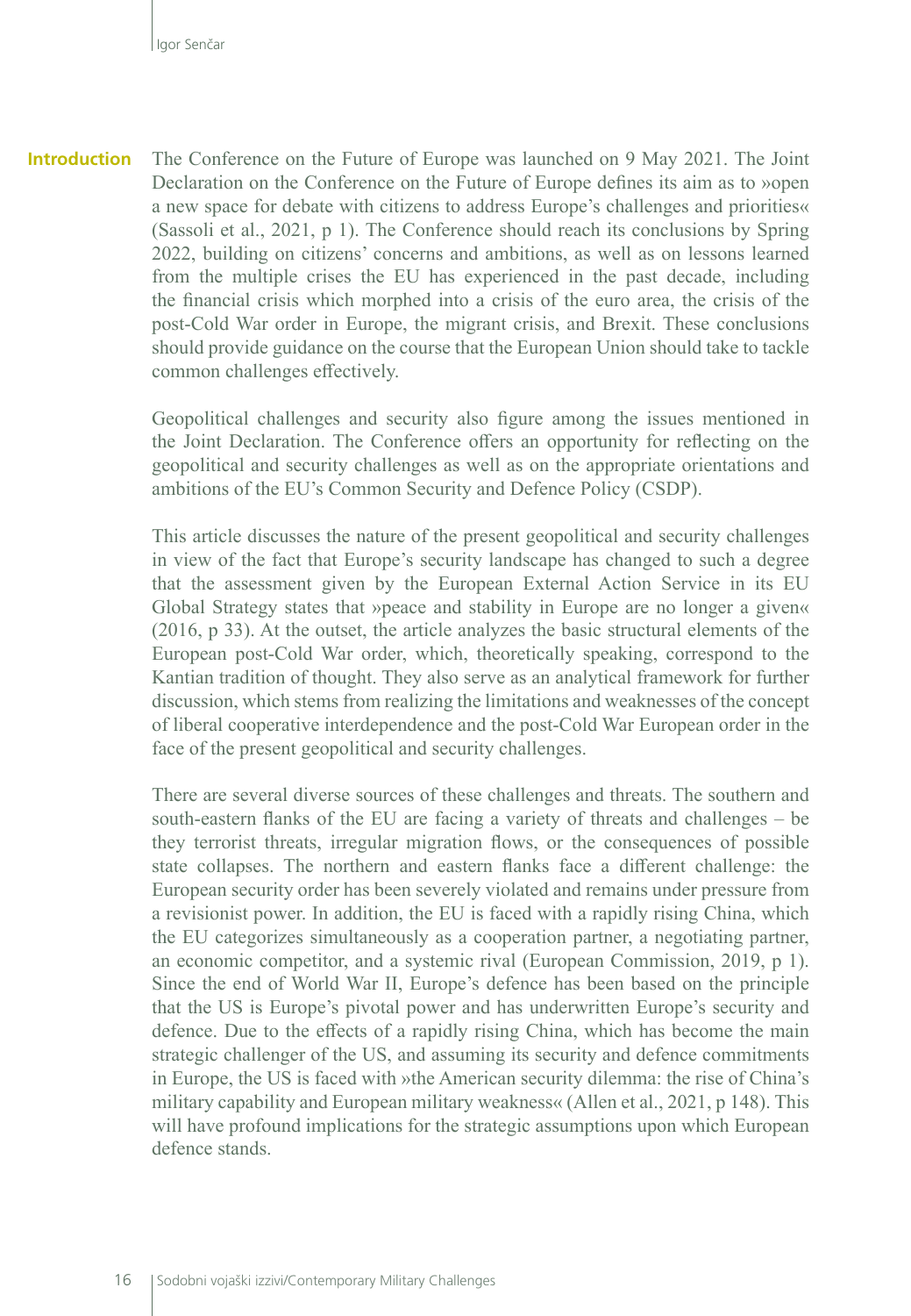## Introduction

The Conference on the Future of Europe was launched on 9 May 2021. The Joint Declaration on the Conference on the Future of Europe defines its aim as to »open a new space for debate with citizens to address Europe's challenges and priorities« (Sassoli et al., 2021, p 1). The Conference should reach its conclusions by Spring 2022, building on citizens' concerns and ambitions, as well as on lessons learned from the multiple crises the EU has experienced in the past decade, including the financial crisis which morphed into a crisis of the euro area, the crisis of the post-Cold War order in Europe, the migrant crisis, and Brexit. These conclusions should provide guidance on the course that the European Union should take to tackle common challenges effectively.

Geopolitical challenges and security also figure among the issues mentioned in the Joint Declaration. The Conference offers an opportunity for reflecting on the geopolitical and security challenges as well as on the appropriate orientations and ambitions of the EU's Common Security and Defence Policy (CSDP).

This article discusses the nature of the present geopolitical and security challenges in view of the fact that Europe's security landscape has changed to such a degree that the assessment given by the European External Action Service in its EU Global Strategy states that »peace and stability in Europe are no longer a given« (2016, p 33). At the outset, the article analyzes the basic structural elements of the European post-Cold War order, which, theoretically speaking, correspond to the Kantian tradition of thought. They also serve as an analytical framework for further discussion, which stems from realizing the limitations and weaknesses of the concept of liberal cooperative interdependence and the post-Cold War European order in the face of the present geopolitical and security challenges.

There are several diverse sources of these challenges and threats. The southern and south-eastern flanks of the EU are facing a variety of threats and challenges – be they terrorist threats, irregular migration flows, or the consequences of possible state collapses. The northern and eastern flanks face a different challenge: the European security order has been severely violated and remains under pressure from a revisionist power. In addition, the EU is faced with a rapidly rising China, which the EU categorizes simultaneously as a cooperation partner, a negotiating partner, an economic competitor, and a systemic rival (European Commission, 2019, p 1). Since the end of World War II, Europe's defence has been based on the principle that the US is Europe's pivotal power and has underwritten Europe's security and defence. Due to the effects of a rapidly rising China, which has become the main strategic challenger of the US, and assuming its security and defence commitments in Europe, the US is faced with »the American security dilemma: the rise of China's military capability and European military weakness« (Allen et al., 2021, p 148). This will have profound implications for the strategic assumptions upon which European defence stands.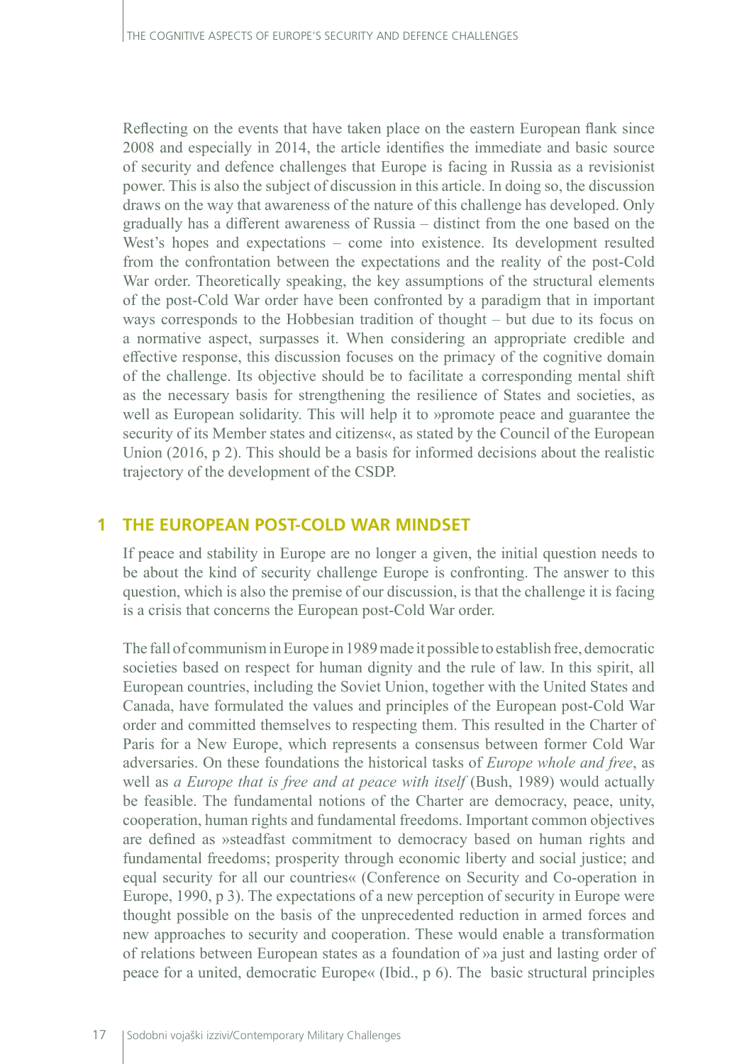Reflecting on the events that have taken place on the eastern European flank since 2008 and especially in 2014, the article identifies the immediate and basic source of security and defence challenges that Europe is facing in Russia as a revisionist power. This is also the subject of discussion in this article. In doing so, the discussion draws on the way that awareness of the nature of this challenge has developed. Only gradually has a different awareness of Russia – distinct from the one based on the West's hopes and expectations – come into existence. Its development resulted from the confrontation between the expectations and the reality of the post-Cold War order. Theoretically speaking, the key assumptions of the structural elements of the post-Cold War order have been confronted by a paradigm that in important ways corresponds to the Hobbesian tradition of thought – but due to its focus on a normative aspect, surpasses it. When considering an appropriate credible and effective response, this discussion focuses on the primacy of the cognitive domain of the challenge. Its objective should be to facilitate a corresponding mental shift as the necessary basis for strengthening the resilience of States and societies, as well as European solidarity. This will help it to »promote peace and guarantee the security of its Member states and citizens«, as stated by the Council of the European Union (2016, p 2). This should be a basis for informed decisions about the realistic trajectory of the development of the CSDP.

## 1 THE EUROPEAN POST-COLD WAR MINDSET

If peace and stability in Europe are no longer a given, the initial question needs to be about the kind of security challenge Europe is confronting. The answer to this question, which is also the premise of our discussion, is that the challenge it is facing is a crisis that concerns the European post-Cold War order.

The fall of communism in Europe in 1989 made it possible to establish free, democratic societies based on respect for human dignity and the rule of law. In this spirit, all European countries, including the Soviet Union, together with the United States and Canada, have formulated the values and principles of the European post-Cold War order and committed themselves to respecting them. This resulted in the Charter of Paris for a New Europe, which represents a consensus between former Cold War adversaries. On these foundations the historical tasks of *Europe whole and free*, as well as *a Europe that is free and at peace with itself* (Bush, 1989) would actually be feasible. The fundamental notions of the Charter are democracy, peace, unity, cooperation, human rights and fundamental freedoms. Important common objectives are defined as »steadfast commitment to democracy based on human rights and fundamental freedoms; prosperity through economic liberty and social justice; and equal security for all our countries« (Conference on Security and Co-operation in Europe, 1990, p 3). The expectations of a new perception of security in Europe were thought possible on the basis of the unprecedented reduction in armed forces and new approaches to security and cooperation. These would enable a transformation of relations between European states as a foundation of »a just and lasting order of peace for a united, democratic Europe« (Ibid., p 6). The basic structural principles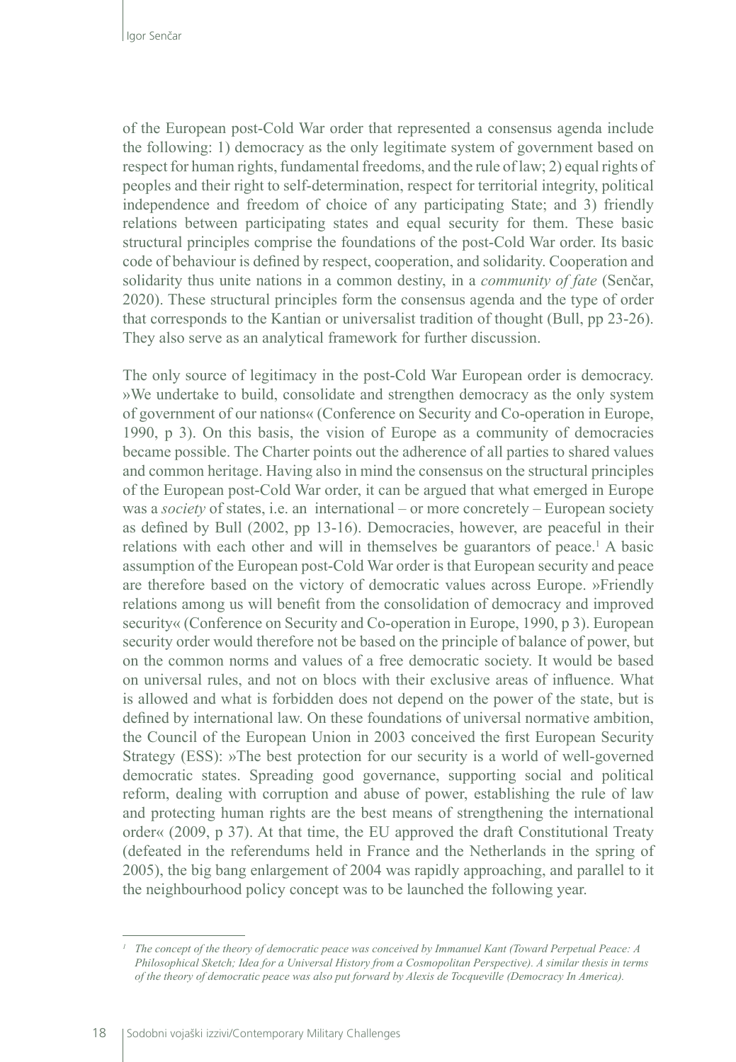of the European post-Cold War order that represented a consensus agenda include the following: 1) democracy as the only legitimate system of government based on respect for human rights, fundamental freedoms, and the rule of law; 2) equal rights of peoples and their right to self-determination, respect for territorial integrity, political independence and freedom of choice of any participating State; and 3) friendly relations between participating states and equal security for them. These basic structural principles comprise the foundations of the post-Cold War order. Its basic code of behaviour is defined by respect, cooperation, and solidarity. Cooperation and solidarity thus unite nations in a common destiny, in a *community of fate* (Senčar, 2020). These structural principles form the consensus agenda and the type of order that corresponds to the Kantian or universalist tradition of thought (Bull, pp 23-26). They also serve as an analytical framework for further discussion.

The only source of legitimacy in the post-Cold War European order is democracy. »We undertake to build, consolidate and strengthen democracy as the only system of government of our nations« (Conference on Security and Co-operation in Europe, 1990, p 3). On this basis, the vision of Europe as a community of democracies became possible. The Charter points out the adherence of all parties to shared values and common heritage. Having also in mind the consensus on the structural principles of the European post-Cold War order, it can be argued that what emerged in Europe was a *society* of states, i.e. an international – or more concretely – European society as defined by Bull (2002, pp 13-16). Democracies, however, are peaceful in their relations with each other and will in themselves be guarantors of peace.[1] A basic assumption of the European post-Cold War order is that European security and peace are therefore based on the victory of democratic values across Europe. »Friendly relations among us will benefit from the consolidation of democracy and improved security« (Conference on Security and Co-operation in Europe, 1990, p 3). European security order would therefore not be based on the principle of balance of power, but on the common norms and values of a free democratic society. It would be based on universal rules, and not on blocs with their exclusive areas of influence. What is allowed and what is forbidden does not depend on the power of the state, but is defined by international law. On these foundations of universal normative ambition, the Council of the European Union in 2003 conceived the first European Security Strategy (ESS): »The best protection for our security is a world of well-governed democratic states. Spreading good governance, supporting social and political reform, dealing with corruption and abuse of power, establishing the rule of law and protecting human rights are the best means of strengthening the international order« (2009, p 37). At that time, the EU approved the draft Constitutional Treaty (defeated in the referendums held in France and the Netherlands in the spring of 2005), the big bang enlargement of 2004 was rapidly approaching, and parallel to it the neighbourhood policy concept was to be launched the following year.

[1] *The concept of the theory of democratic peace was conceived by Immanuel Kant (Toward Perpetual Peace: A Philosophical Sketch; Idea for a Universal History from a Cosmopolitan Perspective). A similar thesis in terms of the theory of democratic peace was also put forward by Alexis de Tocqueville (Democracy In America).*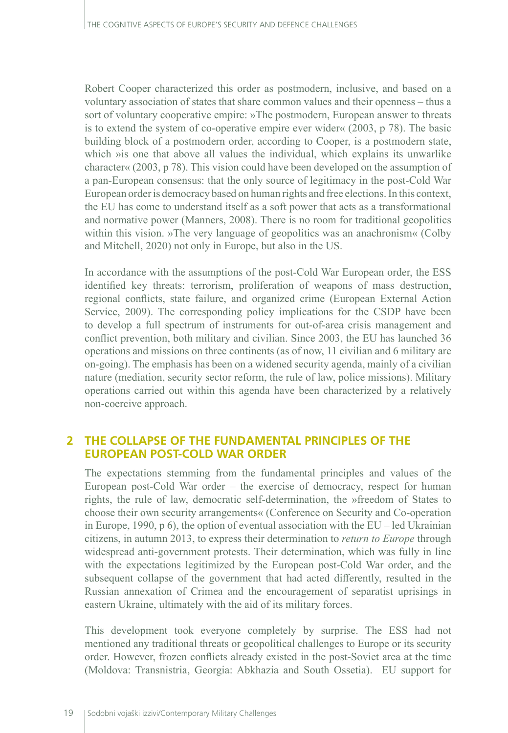Robert Cooper characterized this order as postmodern, inclusive, and based on a voluntary association of states that share common values and their openness – thus a sort of voluntary cooperative empire: »The postmodern, European answer to threats is to extend the system of co-operative empire ever wider« (2003, p 78). The basic building block of a postmodern order, according to Cooper, is a postmodern state, which »is one that above all values the individual, which explains its unwarlike character« (2003, p 78). This vision could have been developed on the assumption of a pan-European consensus: that the only source of legitimacy in the post-Cold War European order is democracy based on human rights and free elections. In this context, the EU has come to understand itself as a soft power that acts as a transformational and normative power (Manners, 2008). There is no room for traditional geopolitics within this vision. »The very language of geopolitics was an anachronism« (Colby and Mitchell, 2020) not only in Europe, but also in the US.

In accordance with the assumptions of the post-Cold War European order, the ESS identified key threats: terrorism, proliferation of weapons of mass destruction, regional conflicts, state failure, and organized crime (European External Action Service, 2009). The corresponding policy implications for the CSDP have been to develop a full spectrum of instruments for out-of-area crisis management and conflict prevention, both military and civilian. Since 2003, the EU has launched 36 operations and missions on three continents (as of now, 11 civilian and 6 military are on-going). The emphasis has been on a widened security agenda, mainly of a civilian nature (mediation, security sector reform, the rule of law, police missions). Military operations carried out within this agenda have been characterized by a relatively non-coercive approach.

## 2 THE COLLAPSE OF THE FUNDAMENTAL PRINCIPLES OF THE EUROPEAN POST-COLD WAR ORDER

The expectations stemming from the fundamental principles and values of the European post-Cold War order – the exercise of democracy, respect for human rights, the rule of law, democratic self-determination, the »freedom of States to choose their own security arrangements« (Conference on Security and Co-operation in Europe, 1990, p 6), the option of eventual association with the EU – led Ukrainian citizens, in autumn 2013, to express their determination to *return to Europe* through widespread anti-government protests. Their determination, which was fully in line with the expectations legitimized by the European post-Cold War order, and the subsequent collapse of the government that had acted differently, resulted in the Russian annexation of Crimea and the encouragement of separatist uprisings in eastern Ukraine, ultimately with the aid of its military forces.

This development took everyone completely by surprise. The ESS had not mentioned any traditional threats or geopolitical challenges to Europe or its security order. However, frozen conflicts already existed in the post-Soviet area at the time (Moldova: Transnistria, Georgia: Abkhazia and South Ossetia). EU support for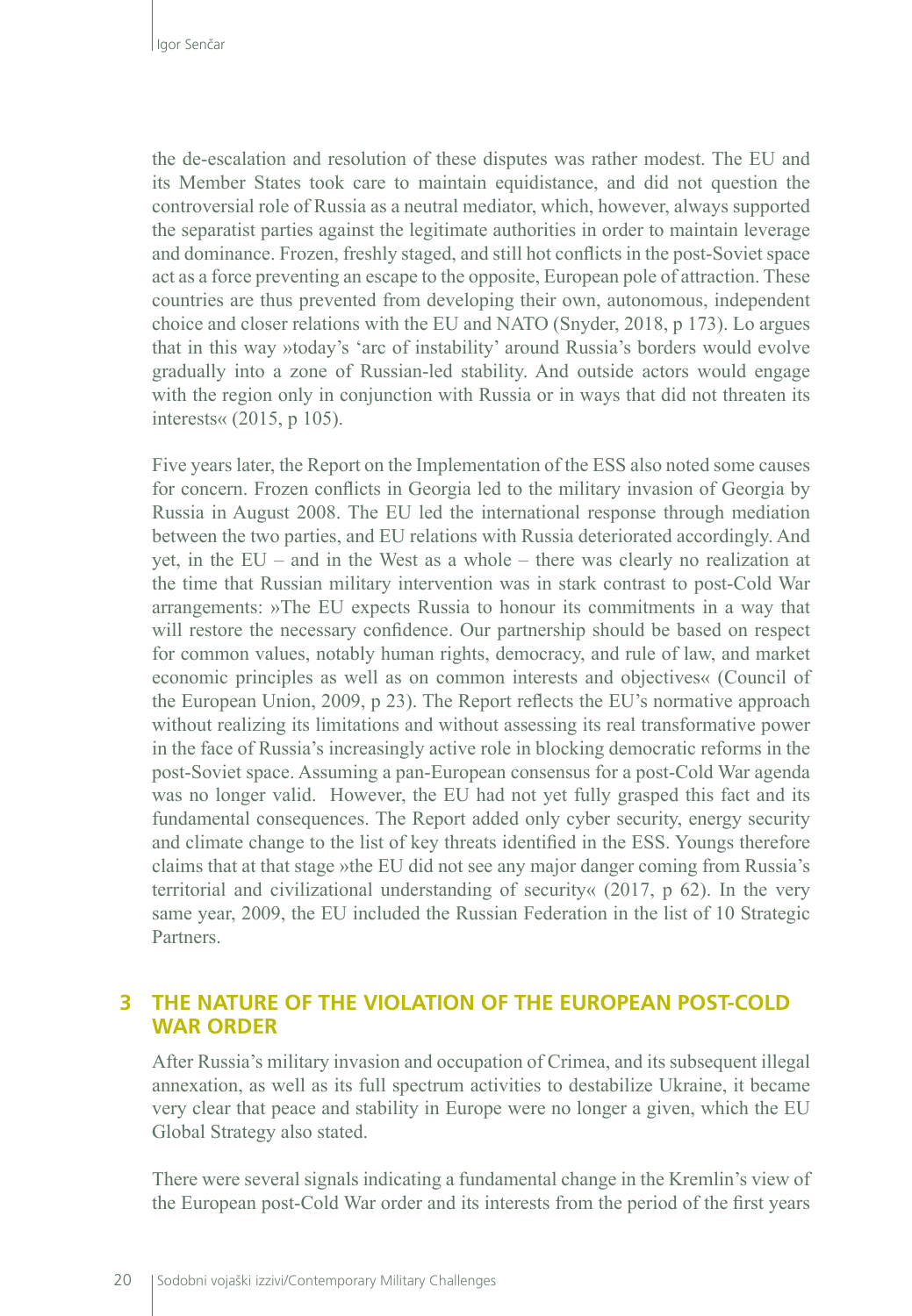the de-escalation and resolution of these disputes was rather modest. The EU and its Member States took care to maintain equidistance, and did not question the controversial role of Russia as a neutral mediator, which, however, always supported the separatist parties against the legitimate authorities in order to maintain leverage and dominance. Frozen, freshly staged, and still hot conflicts in the post-Soviet space act as a force preventing an escape to the opposite, European pole of attraction. These countries are thus prevented from developing their own, autonomous, independent choice and closer relations with the EU and NATO (Snyder, 2018, p 173). Lo argues that in this way »today's 'arc of instability' around Russia's borders would evolve gradually into a zone of Russian-led stability. And outside actors would engage with the region only in conjunction with Russia or in ways that did not threaten its interests« (2015, p 105).

Five years later, the Report on the Implementation of the ESS also noted some causes for concern. Frozen conflicts in Georgia led to the military invasion of Georgia by Russia in August 2008. The EU led the international response through mediation between the two parties, and EU relations with Russia deteriorated accordingly. And yet, in the EU – and in the West as a whole – there was clearly no realization at the time that Russian military intervention was in stark contrast to post-Cold War arrangements: »The EU expects Russia to honour its commitments in a way that will restore the necessary confidence. Our partnership should be based on respect for common values, notably human rights, democracy, and rule of law, and market economic principles as well as on common interests and objectives« (Council of the European Union, 2009, p 23). The Report reflects the EU's normative approach without realizing its limitations and without assessing its real transformative power in the face of Russia's increasingly active role in blocking democratic reforms in the post-Soviet space. Assuming a pan-European consensus for a post-Cold War agenda was no longer valid. However, the EU had not yet fully grasped this fact and its fundamental consequences. The Report added only cyber security, energy security and climate change to the list of key threats identified in the ESS. Youngs therefore claims that at that stage »the EU did not see any major danger coming from Russia's territorial and civilizational understanding of security« (2017, p 62). In the very same year, 2009, the EU included the Russian Federation in the list of 10 Strategic Partners.

## 3 THE NATURE OF THE VIOLATION OF THE EUROPEAN POST-COLD WAR ORDER

After Russia's military invasion and occupation of Crimea, and its subsequent illegal annexation, as well as its full spectrum activities to destabilize Ukraine, it became very clear that peace and stability in Europe were no longer a given, which the EU Global Strategy also stated.

There were several signals indicating a fundamental change in the Kremlin's view of the European post-Cold War order and its interests from the period of the first years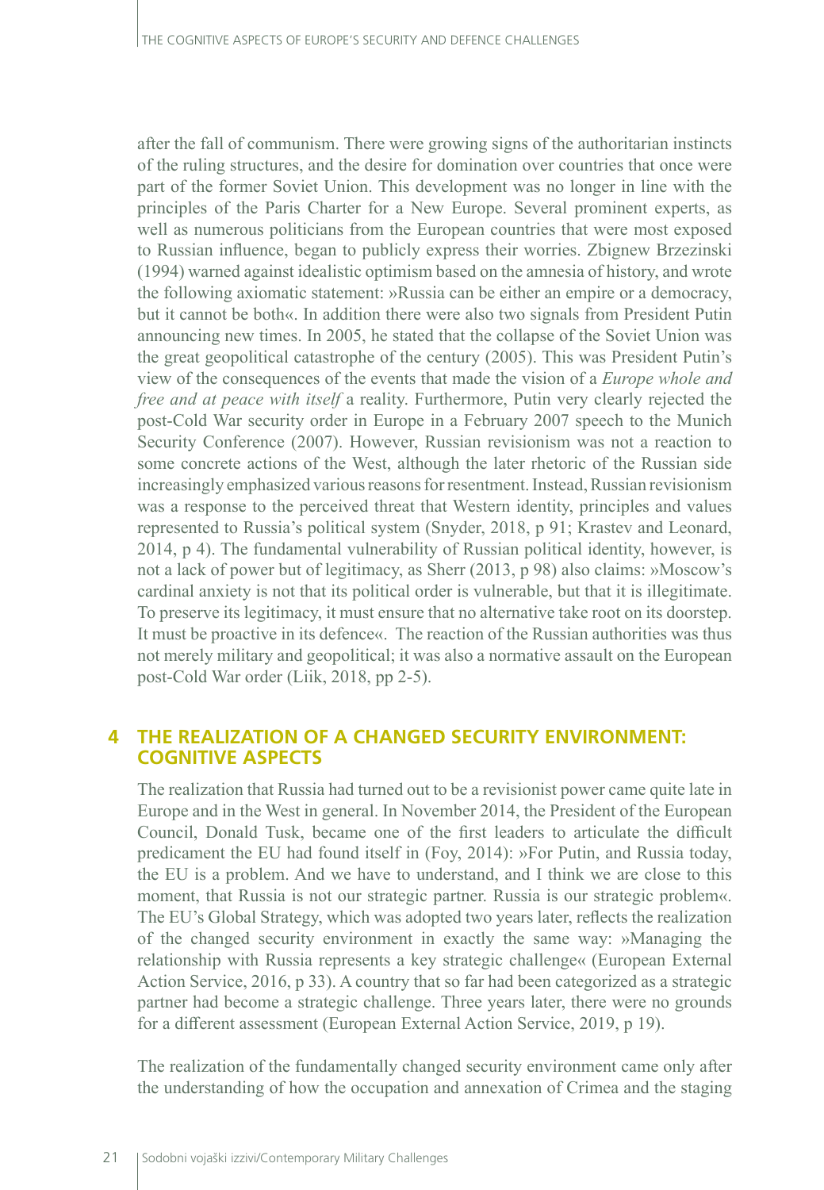after the fall of communism. There were growing signs of the authoritarian instincts of the ruling structures, and the desire for domination over countries that once were part of the former Soviet Union. This development was no longer in line with the principles of the Paris Charter for a New Europe. Several prominent experts, as well as numerous politicians from the European countries that were most exposed to Russian influence, began to publicly express their worries. Zbignew Brzezinski (1994) warned against idealistic optimism based on the amnesia of history, and wrote the following axiomatic statement: »Russia can be either an empire or a democracy, but it cannot be both«. In addition there were also two signals from President Putin announcing new times. In 2005, he stated that the collapse of the Soviet Union was the great geopolitical catastrophe of the century (2005). This was President Putin's view of the consequences of the events that made the vision of a *Europe whole and free and at peace with itself* a reality. Furthermore, Putin very clearly rejected the post-Cold War security order in Europe in a February 2007 speech to the Munich Security Conference (2007). However, Russian revisionism was not a reaction to some concrete actions of the West, although the later rhetoric of the Russian side increasingly emphasized various reasons for resentment. Instead, Russian revisionism was a response to the perceived threat that Western identity, principles and values represented to Russia's political system (Snyder, 2018, p 91; Krastev and Leonard, 2014, p 4). The fundamental vulnerability of Russian political identity, however, is not a lack of power but of legitimacy, as Sherr (2013, p 98) also claims: »Moscow's cardinal anxiety is not that its political order is vulnerable, but that it is illegitimate. To preserve its legitimacy, it must ensure that no alternative take root on its doorstep. It must be proactive in its defence«. The reaction of the Russian authorities was thus not merely military and geopolitical; it was also a normative assault on the European post-Cold War order (Liik, 2018, pp 2-5).

## 4 THE REALIZATION OF A CHANGED SECURITY ENVIRONMENT: COGNITIVE ASPECTS

The realization that Russia had turned out to be a revisionist power came quite late in Europe and in the West in general. In November 2014, the President of the European Council, Donald Tusk, became one of the first leaders to articulate the difficult predicament the EU had found itself in (Foy, 2014): »For Putin, and Russia today, the EU is a problem. And we have to understand, and I think we are close to this moment, that Russia is not our strategic partner. Russia is our strategic problem«. The EU's Global Strategy, which was adopted two years later, reflects the realization of the changed security environment in exactly the same way: »Managing the relationship with Russia represents a key strategic challenge« (European External Action Service, 2016, p 33). A country that so far had been categorized as a strategic partner had become a strategic challenge. Three years later, there were no grounds for a different assessment (European External Action Service, 2019, p 19).

The realization of the fundamentally changed security environment came only after the understanding of how the occupation and annexation of Crimea and the staging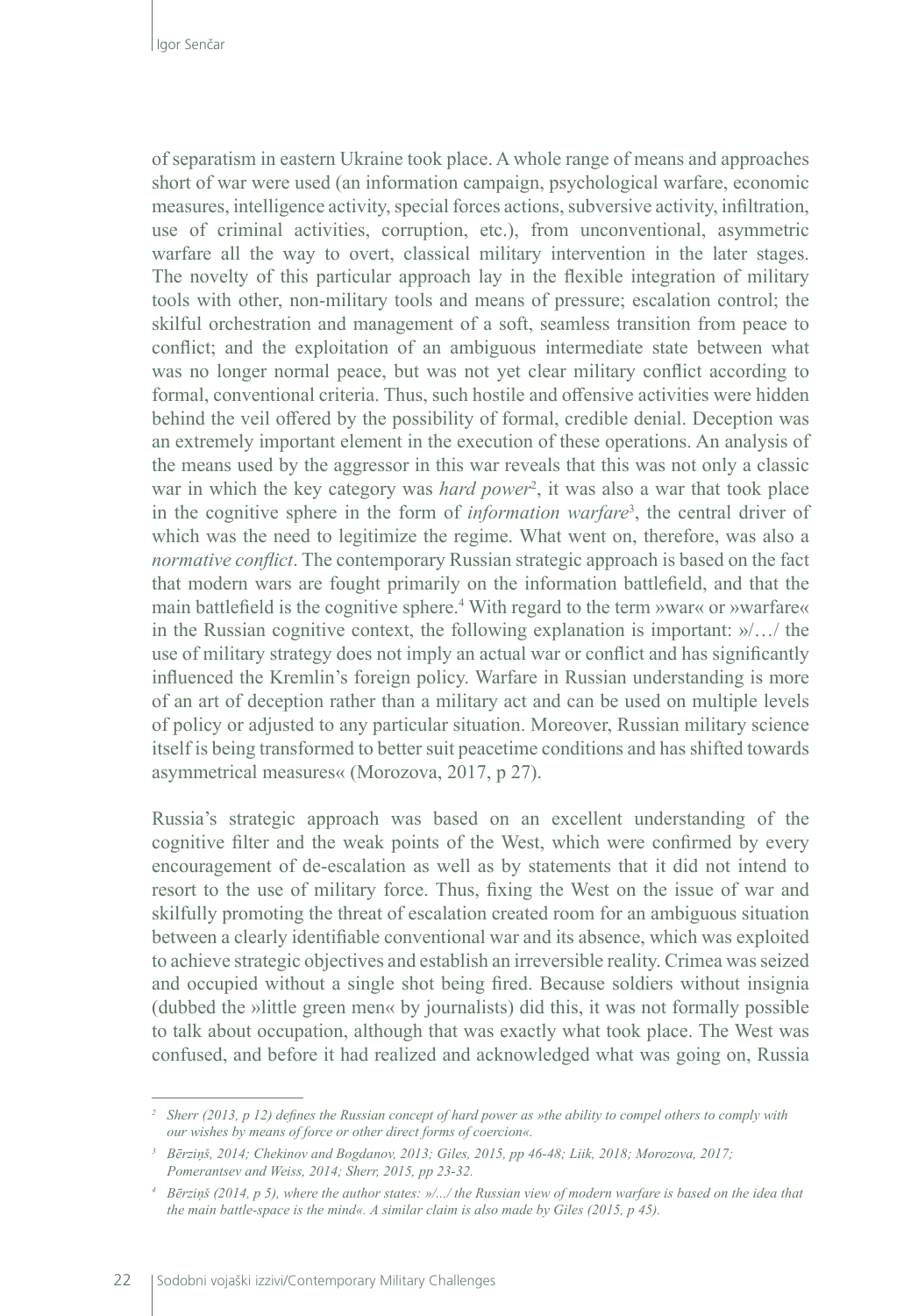of separatism in eastern Ukraine took place. A whole range of means and approaches short of war were used (an information campaign, psychological warfare, economic measures, intelligence activity, special forces actions, subversive activity, infiltration, use of criminal activities, corruption, etc.), from unconventional, asymmetric warfare all the way to overt, classical military intervention in the later stages. The novelty of this particular approach lay in the flexible integration of military tools with other, non-military tools and means of pressure; escalation control; the skilful orchestration and management of a soft, seamless transition from peace to conflict; and the exploitation of an ambiguous intermediate state between what was no longer normal peace, but was not yet clear military conflict according to formal, conventional criteria. Thus, such hostile and offensive activities were hidden behind the veil offered by the possibility of formal, credible denial. Deception was an extremely important element in the execution of these operations. An analysis of the means used by the aggressor in this war reveals that this was not only a classic war in which the key category was *hard power*[2], it was also a war that took place in the cognitive sphere in the form of *information warfare*[3], the central driver of which was the need to legitimize the regime. What went on, therefore, was also a *normative conflict*. The contemporary Russian strategic approach is based on the fact that modern wars are fought primarily on the information battlefield, and that the main battlefield is the cognitive sphere.[4] With regard to the term »war« or »warfare« in the Russian cognitive context, the following explanation is important: »/…/ the use of military strategy does not imply an actual war or conflict and has significantly influenced the Kremlin's foreign policy. Warfare in Russian understanding is more of an art of deception rather than a military act and can be used on multiple levels of policy or adjusted to any particular situation. Moreover, Russian military science itself is being transformed to better suit peacetime conditions and has shifted towards asymmetrical measures« (Morozova, 2017, p 27).

Russia's strategic approach was based on an excellent understanding of the cognitive filter and the weak points of the West, which were confirmed by every encouragement of de-escalation as well as by statements that it did not intend to resort to the use of military force. Thus, fixing the West on the issue of war and skilfully promoting the threat of escalation created room for an ambiguous situation between a clearly identifiable conventional war and its absence, which was exploited to achieve strategic objectives and establish an irreversible reality. Crimea was seized and occupied without a single shot being fired. Because soldiers without insignia (dubbed the »little green men« by journalists) did this, it was not formally possible to talk about occupation, although that was exactly what took place. The West was confused, and before it had realized and acknowledged what was going on, Russia

---

[2] *Sherr (2013, p 12) defines the Russian concept of hard power as »the ability to compel others to comply with our wishes by means of force or other direct forms of coercion«.*

[3] *Bērziņš, 2014; Chekinov and Bogdanov, 2013; Giles, 2015, pp 46-48; Liik, 2018; Morozova, 2017; Pomerantsev and Weiss, 2014; Sherr, 2015, pp 23-32.*

[4] *Bērziņš (2014, p 5), where the author states: »/.../ the Russian view of modern warfare is based on the idea that the main battle-space is the mind«. A similar claim is also made by Giles (2015, p 45).*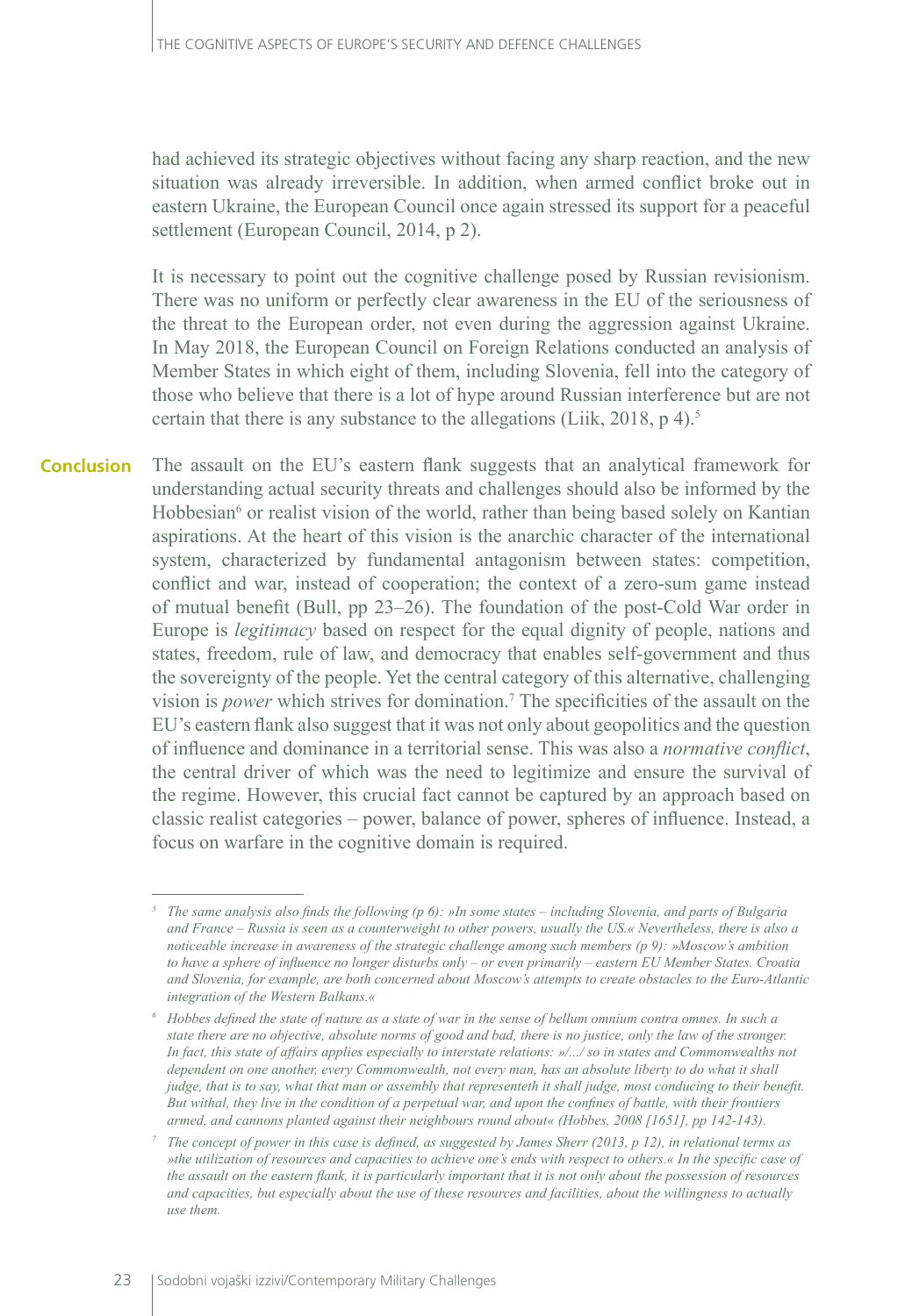had achieved its strategic objectives without facing any sharp reaction, and the new situation was already irreversible. In addition, when armed conflict broke out in eastern Ukraine, the European Council once again stressed its support for a peaceful settlement (European Council, 2014, p 2).

It is necessary to point out the cognitive challenge posed by Russian revisionism. There was no uniform or perfectly clear awareness in the EU of the seriousness of the threat to the European order, not even during the aggression against Ukraine. In May 2018, the European Council on Foreign Relations conducted an analysis of Member States in which eight of them, including Slovenia, fell into the category of those who believe that there is a lot of hype around Russian interference but are not certain that there is any substance to the allegations (Liik, 2018, p 4).[5]

## Conclusion

The assault on the EU's eastern flank suggests that an analytical framework for understanding actual security threats and challenges should also be informed by the Hobbesian[6] or realist vision of the world, rather than being based solely on Kantian aspirations. At the heart of this vision is the anarchic character of the international system, characterized by fundamental antagonism between states: competition, conflict and war, instead of cooperation; the context of a zero-sum game instead of mutual benefit (Bull, pp 23–26). The foundation of the post-Cold War order in Europe is *legitimacy* based on respect for the equal dignity of people, nations and states, freedom, rule of law, and democracy that enables self-government and thus the sovereignty of the people. Yet the central category of this alternative, challenging vision is *power* which strives for domination.[7] The specificities of the assault on the EU's eastern flank also suggest that it was not only about geopolitics and the question of influence and dominance in a territorial sense. This was also a *normative conflict*, the central driver of which was the need to legitimize and ensure the survival of the regime. However, this crucial fact cannot be captured by an approach based on classic realist categories – power, balance of power, spheres of influence. Instead, a focus on warfare in the cognitive domain is required.

---

[5] *The same analysis also finds the following (p 6): »In some states – including Slovenia, and parts of Bulgaria and France – Russia is seen as a counterweight to other powers, usually the US.« Nevertheless, there is also a noticeable increase in awareness of the strategic challenge among such members (p 9): »Moscow's ambition to have a sphere of influence no longer disturbs only – or even primarily – eastern EU Member States. Croatia and Slovenia, for example, are both concerned about Moscow's attempts to create obstacles to the Euro-Atlantic integration of the Western Balkans.«*

[6] *Hobbes defined the state of nature as a state of war in the sense of bellum omnium contra omnes. In such a state there are no objective, absolute norms of good and bad, there is no justice, only the law of the stronger. In fact, this state of affairs applies especially to interstate relations: »/.../ so in states and Commonwealths not dependent on one another, every Commonwealth, not every man, has an absolute liberty to do what it shall judge, that is to say, what that man or assembly that representeth it shall judge, most conducing to their benefit. But withal, they live in the condition of a perpetual war, and upon the confines of battle, with their frontiers armed, and cannons planted against their neighbours round about« (Hobbes, 2008 [1651], pp 142-143).*

[7] *The concept of power in this case is defined, as suggested by James Sherr (2013, p 12), in relational terms as »the utilization of resources and capacities to achieve one's ends with respect to others.« In the specific case of the assault on the eastern flank, it is particularly important that it is not only about the possession of resources and capacities, but especially about the use of these resources and facilities, about the willingness to actually use them.*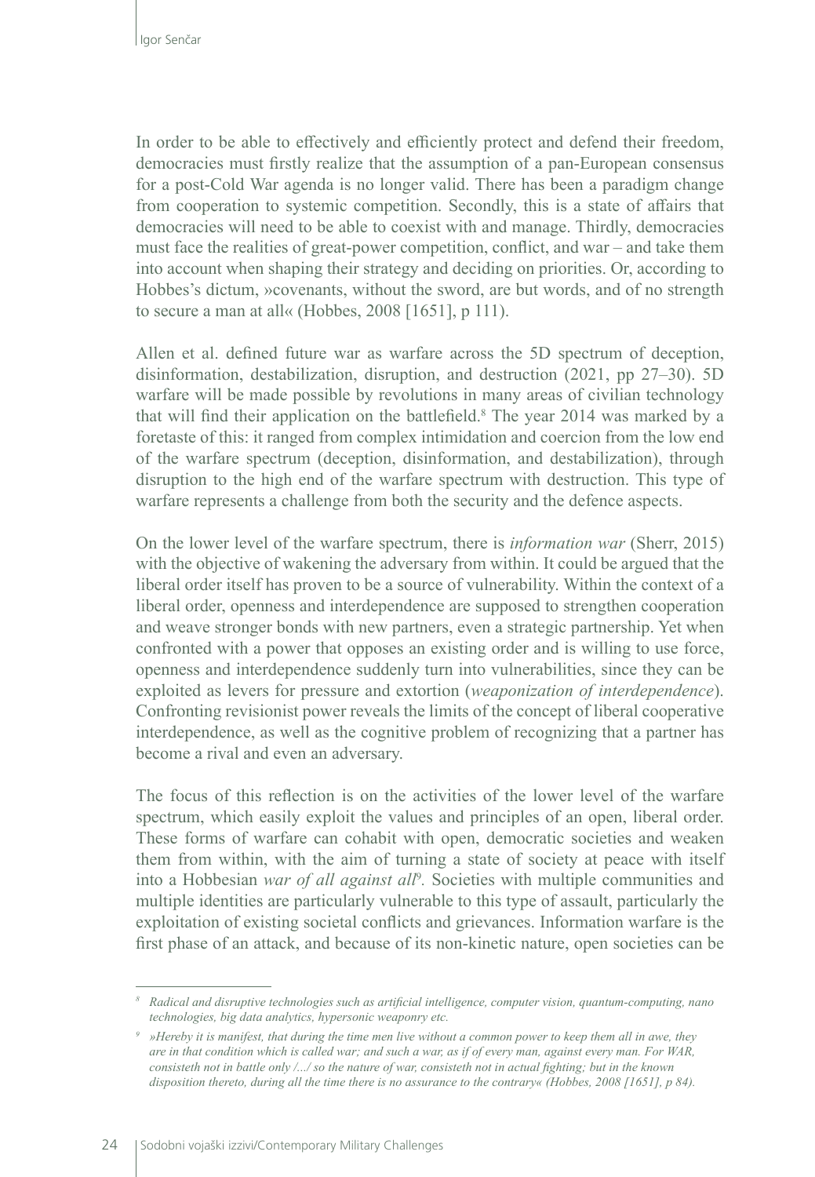In order to be able to effectively and efficiently protect and defend their freedom, democracies must firstly realize that the assumption of a pan-European consensus for a post-Cold War agenda is no longer valid. There has been a paradigm change from cooperation to systemic competition. Secondly, this is a state of affairs that democracies will need to be able to coexist with and manage. Thirdly, democracies must face the realities of great-power competition, conflict, and war – and take them into account when shaping their strategy and deciding on priorities. Or, according to Hobbes's dictum, »covenants, without the sword, are but words, and of no strength to secure a man at all« (Hobbes, 2008 [1651], p 111).

Allen et al. defined future war as warfare across the 5D spectrum of deception, disinformation, destabilization, disruption, and destruction (2021, pp 27–30). 5D warfare will be made possible by revolutions in many areas of civilian technology that will find their application on the battlefield.[8] The year 2014 was marked by a foretaste of this: it ranged from complex intimidation and coercion from the low end of the warfare spectrum (deception, disinformation, and destabilization), through disruption to the high end of the warfare spectrum with destruction. This type of warfare represents a challenge from both the security and the defence aspects.

On the lower level of the warfare spectrum, there is *information war* (Sherr, 2015) with the objective of wakening the adversary from within. It could be argued that the liberal order itself has proven to be a source of vulnerability. Within the context of a liberal order, openness and interdependence are supposed to strengthen cooperation and weave stronger bonds with new partners, even a strategic partnership. Yet when confronted with a power that opposes an existing order and is willing to use force, openness and interdependence suddenly turn into vulnerabilities, since they can be exploited as levers for pressure and extortion (*weaponization of interdependence*). Confronting revisionist power reveals the limits of the concept of liberal cooperative interdependence, as well as the cognitive problem of recognizing that a partner has become a rival and even an adversary.

The focus of this reflection is on the activities of the lower level of the warfare spectrum, which easily exploit the values and principles of an open, liberal order. These forms of warfare can cohabit with open, democratic societies and weaken them from within, with the aim of turning a state of society at peace with itself into a Hobbesian *war of all against all*[9]*.* Societies with multiple communities and multiple identities are particularly vulnerable to this type of assault, particularly the exploitation of existing societal conflicts and grievances. Information warfare is the first phase of an attack, and because of its non-kinetic nature, open societies can be

---

[8] *Radical and disruptive technologies such as artificial intelligence, computer vision, quantum-computing, nano technologies, big data analytics, hypersonic weaponry etc.*

[9] *»Hereby it is manifest, that during the time men live without a common power to keep them all in awe, they are in that condition which is called war; and such a war, as if of every man, against every man. For WAR, consisteth not in battle only /.../ so the nature of war, consisteth not in actual fighting; but in the known disposition thereto, during all the time there is no assurance to the contrary« (Hobbes, 2008 [1651], p 84).*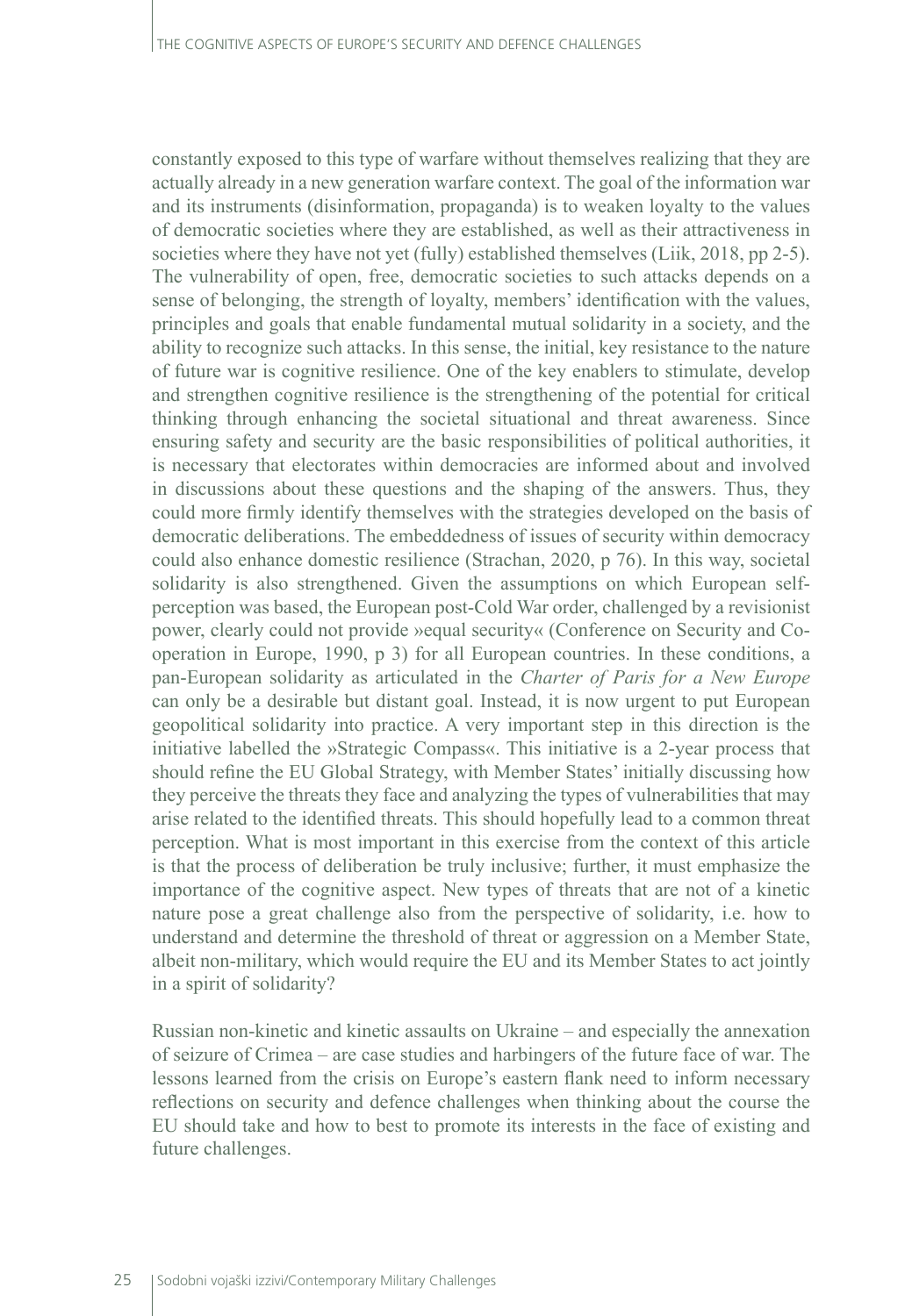constantly exposed to this type of warfare without themselves realizing that they are actually already in a new generation warfare context. The goal of the information war and its instruments (disinformation, propaganda) is to weaken loyalty to the values of democratic societies where they are established, as well as their attractiveness in societies where they have not yet (fully) established themselves (Liik, 2018, pp 2-5). The vulnerability of open, free, democratic societies to such attacks depends on a sense of belonging, the strength of loyalty, members' identification with the values, principles and goals that enable fundamental mutual solidarity in a society, and the ability to recognize such attacks. In this sense, the initial, key resistance to the nature of future war is cognitive resilience. One of the key enablers to stimulate, develop and strengthen cognitive resilience is the strengthening of the potential for critical thinking through enhancing the societal situational and threat awareness. Since ensuring safety and security are the basic responsibilities of political authorities, it is necessary that electorates within democracies are informed about and involved in discussions about these questions and the shaping of the answers. Thus, they could more firmly identify themselves with the strategies developed on the basis of democratic deliberations. The embeddedness of issues of security within democracy could also enhance domestic resilience (Strachan, 2020, p 76). In this way, societal solidarity is also strengthened. Given the assumptions on which European self-perception was based, the European post-Cold War order, challenged by a revisionist power, clearly could not provide »equal security« (Conference on Security and Co-operation in Europe, 1990, p 3) for all European countries. In these conditions, a pan-European solidarity as articulated in the *Charter of Paris for a New Europe* can only be a desirable but distant goal. Instead, it is now urgent to put European geopolitical solidarity into practice. A very important step in this direction is the initiative labelled the »Strategic Compass«. This initiative is a 2-year process that should refine the EU Global Strategy, with Member States' initially discussing how they perceive the threats they face and analyzing the types of vulnerabilities that may arise related to the identified threats. This should hopefully lead to a common threat perception. What is most important in this exercise from the context of this article is that the process of deliberation be truly inclusive; further, it must emphasize the importance of the cognitive aspect. New types of threats that are not of a kinetic nature pose a great challenge also from the perspective of solidarity, i.e. how to understand and determine the threshold of threat or aggression on a Member State, albeit non-military, which would require the EU and its Member States to act jointly in a spirit of solidarity?

Russian non-kinetic and kinetic assaults on Ukraine – and especially the annexation of seizure of Crimea – are case studies and harbingers of the future face of war. The lessons learned from the crisis on Europe's eastern flank need to inform necessary reflections on security and defence challenges when thinking about the course the EU should take and how to best to promote its interests in the face of existing and future challenges.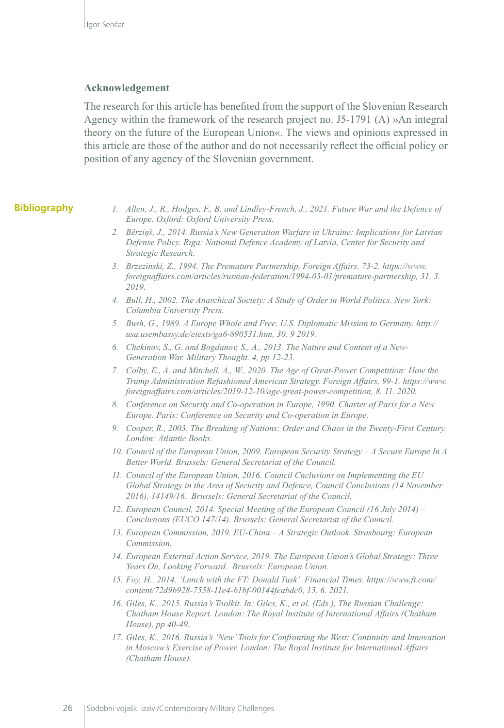### Acknowledgement

The research for this article has benefited from the support of the Slovenian Research Agency within the framework of the research project no. J5-1791 (A) »An integral theory on the future of the European Union«. The views and opinions expressed in this article are those of the author and do not necessarily reflect the official policy or position of any agency of the Slovenian government.

## Bibliography

1. *Allen, J., R., Hodges, F., B. and Lindley-French, J., 2021. Future War and the Defence of Europe. Oxford: Oxford University Press.*
2. *Bērziņš, J., 2014. Russia's New Generation Warfare in Ukraine: Implications for Latvian Defense Policy. Riga: National Defence Academy of Latvia, Center for Security and Strategic Research.*
3. *Brzezinski, Z., 1994. The Premature Partnership. Foreign Affairs. 73-2. https://www.foreignaffairs.com/articles/russian-federation/1994-03-01/premature-partnership, 31. 3. 2019.*
4. *Bull, H., 2002. The Anarchical Society: A Study of Order in World Politics. New York: Columbia University Press.*
5. *Bush, G., 1989. A Europe Whole and Free. U.S. Diplomatic Mission to Germany. http://usa.usembassy.de/etexts/ga6-890531.htm, 30. 9 2019.*
6. *Chekinov, S., G. and Bogdanov, S., A., 2013. The Nature and Content of a New-Generation War. Military Thought. 4, pp 12-23.*
7. *Colby, E., A. and Mitchell, A., W., 2020. The Age of Great-Power Competition: How the Trump Administration Refashioned American Strategy. Foreign Affairs, 99-1. https://www.foreignaffairs.com/articles/2019-12-10/age-great-power-competition, 8. 11. 2020.*
8. *Conference on Security and Co-operation in Europe, 1990. Charter of Paris for a New Europe. Paris: Conference on Security and Co-operation in Europe.*
9. *Cooper, R., 2003. The Breaking of Nations: Order and Chaos in the Twenty-First Century. London: Atlantic Books.*
10. *Council of the European Union, 2009. European Security Strategy – A Secure Europe In A Better World. Brussels: General Secretariat of the Council.*
11. *Council of the European Union, 2016. Council Cnclusions on Implementing the EU Global Strategy in the Area of Security and Defence, Council Conclusions (14 November 2016), 14149/16. Brussels: General Secretariat of the Council.*
12. *European Council, 2014. Special Meeting of the European Council (16 July 2014) – Conclusions (EUCO 147/14). Brussels: General Secretariat of the Council.*
13. *European Commission, 2019. EU-China – A Strategic Outlook. Strasbourg: European Commission.*
14. *European External Action Service, 2019. The European Union's Global Strategy: Three Years On, Looking Forward. Brussels: European Union.*
15. *Foy, H., 2014. 'Lunch with the FT: Donald Tusk'. Financial Times. https://www.ft.com/content/72d9b928-7558-11e4-b1bf-00144feabdc0, 15. 6. 2021.*
16. *Giles, K., 2015. Russia's Toolkit. In: Giles, K., et al. (Eds.), The Russian Challenge: Chatham House Report. London: The Royal Institute of International Affairs (Chatham House), pp 40-49.*
17. *Giles, K., 2016. Russia's 'New' Tools for Confronting the West: Continuity and Innovation in Moscow's Exercise of Power. London: The Royal Institute for International Affairs (Chatham House).*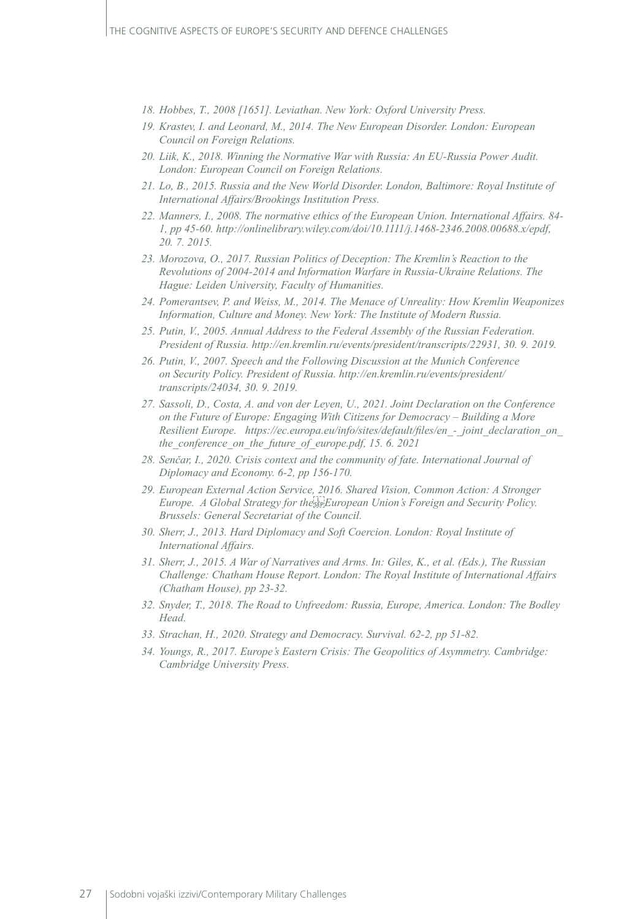18. *Hobbes, T., 2008 [1651]. Leviathan. New York: Oxford University Press.*
19. *Krastev, I. and Leonard, M., 2014. The New European Disorder. London: European Council on Foreign Relations.*
20. *Liik, K., 2018. Winning the Normative War with Russia: An EU-Russia Power Audit. London: European Council on Foreign Relations.*
21. *Lo, B., 2015. Russia and the New World Disorder. London, Baltimore: Royal Institute of International Affairs/Brookings Institution Press.*
22. *Manners, I., 2008. The normative ethics of the European Union. International Affairs. 84-1, pp 45-60. http://onlinelibrary.wiley.com/doi/10.1111/j.1468-2346.2008.00688.x/epdf, 20. 7. 2015.*
23. *Morozova, O., 2017. Russian Politics of Deception: The Kremlin's Reaction to the Revolutions of 2004-2014 and Information Warfare in Russia-Ukraine Relations. The Hague: Leiden University, Faculty of Humanities.*
24. *Pomerantsev, P. and Weiss, M., 2014. The Menace of Unreality: How Kremlin Weaponizes Information, Culture and Money. New York: The Institute of Modern Russia.*
25. *Putin, V., 2005. Annual Address to the Federal Assembly of the Russian Federation. President of Russia. http://en.kremlin.ru/events/president/transcripts/22931, 30. 9. 2019.*
26. *Putin, V., 2007. Speech and the Following Discussion at the Munich Conference on Security Policy. President of Russia. http://en.kremlin.ru/events/president/transcripts/24034, 30. 9. 2019.*
27. *Sassoli, D., Costa, A. and von der Leyen, U., 2021. Joint Declaration on the Conference on the Future of Europe: Engaging With Citizens for Democracy – Building a More Resilient Europe. https://ec.europa.eu/info/sites/default/files/en_-_joint_declaration_on_the_conference_on_the_future_of_europe.pdf, 15. 6. 2021*
28. *Senčar, I., 2020. Crisis context and the community of fate. International Journal of Diplomacy and Economy. 6-2, pp 156-170.*
29. *European External Action Service, 2016. Shared Vision, Common Action: A Stronger Europe. A Global Strategy for the European Union's Foreign and Security Policy. Brussels: General Secretariat of the Council.*
30. *Sherr, J., 2013. Hard Diplomacy and Soft Coercion. London: Royal Institute of International Affairs.*
31. *Sherr, J., 2015. A War of Narratives and Arms. In: Giles, K., et al. (Eds.), The Russian Challenge: Chatham House Report. London: The Royal Institute of International Affairs (Chatham House), pp 23-32.*
32. *Snyder, T., 2018. The Road to Unfreedom: Russia, Europe, America. London: The Bodley Head.*
33. *Strachan, H., 2020. Strategy and Democracy. Survival. 62-2, pp 51-82.*
34. *Youngs, R., 2017. Europe's Eastern Crisis: The Geopolitics of Asymmetry. Cambridge: Cambridge University Press.*